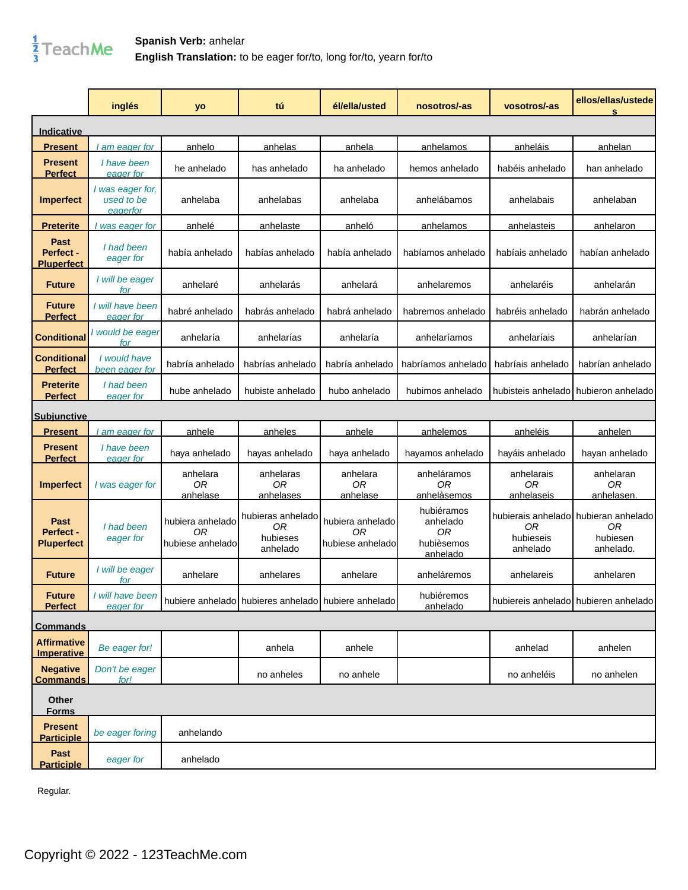**Spanish Verb:** anhelar
**English Translation:** to be eager for/to, long for/to, yearn for/to

| | inglés | yo | tú | él/ella/usted | nosotros/-as | vosotros/-as | ellos/ellas/ustedes |
|---|---|---|---|---|---|---|---|
| **Indicative** | | | | | | | |
| **Present** | *I am eager for* | anhelo | anhelas | anhela | anhelamos | anheláis | anhelan |
| **Present Perfect** | *I have been eager for* | he anhelado | has anhelado | ha anhelado | hemos anhelado | habéis anhelado | han anhelado |
| **Imperfect** | *I was eager for, used to be eagerfor* | anhelaba | anhelabas | anhelaba | anhelábamos | anhelabais | anhelaban |
| **Preterite** | *I was eager for* | anhelé | anhelaste | anheló | anhelamos | anhelasteis | anhelaron |
| **Past Perfect - Pluperfect** | *I had been eager for* | había anhelado | habías anhelado | había anhelado | habíamos anhelado | habíais anhelado | habían anhelado |
| **Future** | *I will be eager for* | anhelaré | anhelarás | anhelará | anhelaremos | anhelaréis | anhelarán |
| **Future Perfect** | *I will have been eager for* | habré anhelado | habrás anhelado | habrá anhelado | habremos anhelado | habréis anhelado | habrán anhelado |
| **Conditional** | *I would be eager for* | anhelaría | anhelarías | anhelaría | anhelaríamos | anhelaríais | anhelarían |
| **Conditional Perfect** | *I would have been eager for* | habría anhelado | habrías anhelado | habría anhelado | habríamos anhelado | habríais anhelado | habrían anhelado |
| **Preterite Perfect** | *I had been eager for* | hube anhelado | hubiste anhelado | hubo anhelado | hubimos anhelado | hubisteis anhelado | hubieron anhelado |
| **Subjunctive** | | | | | | | |
| **Present** | *I am eager for* | anhele | anheles | anhele | anhelemos | anheléis | anhelen |
| **Present Perfect** | *I have been eager for* | haya anhelado | hayas anhelado | haya anhelado | hayamos anhelado | hayáis anhelado | hayan anhelado |
| **Imperfect** | *I was eager for* | anhelara *OR* anhelase | anhelaras *OR* anhelases | anhelara *OR* anhelase | anheláramos *OR* anhelàsemos | anhelarais *OR* anhelaseis | anhelaran *OR* anhelasen. |
| **Past Perfect - Pluperfect** | *I had been eager for* | hubiera anhelado *OR* hubiese anhelado | hubieras anhelado *OR* hubieses anhelado | hubiera anhelado *OR* hubiese anhelado | hubiéramos anhelado *OR* hubièsemos anhelado | hubierais anhelado *OR* hubieseis anhelado | hubieran anhelado *OR* hubiesen anhelado. |
| **Future** | *I will be eager for* | anhelare | anhelares | anhelare | anheláremos | anhelareis | anhelaren |
| **Future Perfect** | *I will have been eager for* | hubiere anhelado | hubieres anhelado | hubiere anhelado | hubiéremos anhelado | hubiereis anhelado | hubieren anhelado |
| **Commands** | | | | | | | |
| **Affirmative Imperative** | *Be eager for!* | | anhela | anhele | | anhelad | anhelen |
| **Negative Commands** | *Don't be eager for!* | | no anheles | no anhele | | no anheléis | no anhelen |
| **Other Forms** | | | | | | | |
| **Present Participle** | *be eager foring* | anhelando | | | | | |
| **Past Participle** | *eager for* | anhelado | | | | | |

Regular.

Copyright © 2022 - 123TeachMe.com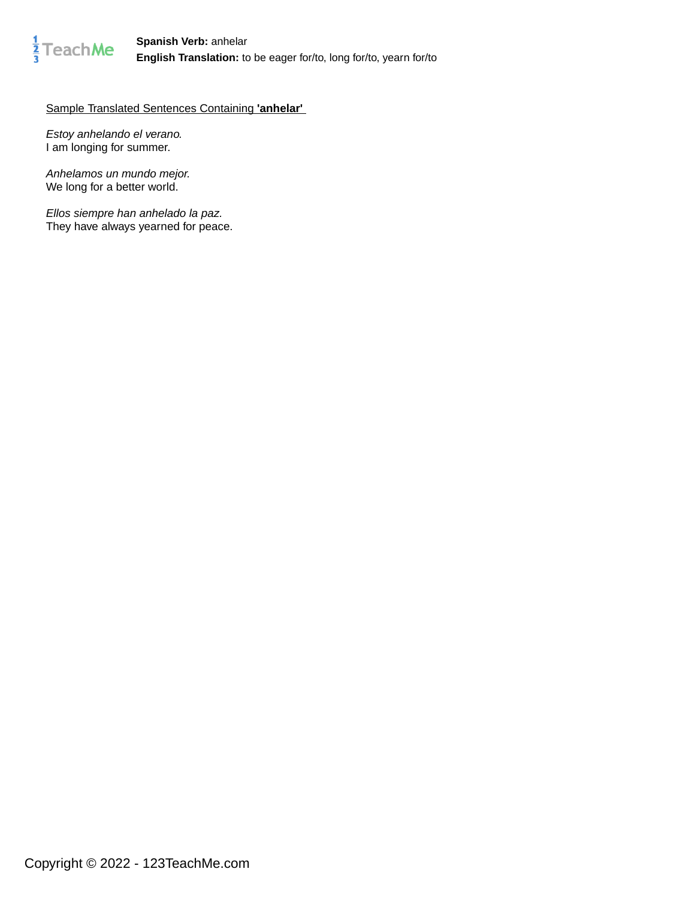**Spanish Verb:** anhelar
**English Translation:** to be eager for/to, long for/to, yearn for/to

Sample Translated Sentences Containing **'anhelar'**

*Estoy anhelando el verano.*
I am longing for summer.

*Anhelamos un mundo mejor.*
We long for a better world.

*Ellos siempre han anhelado la paz.*
They have always yearned for peace.